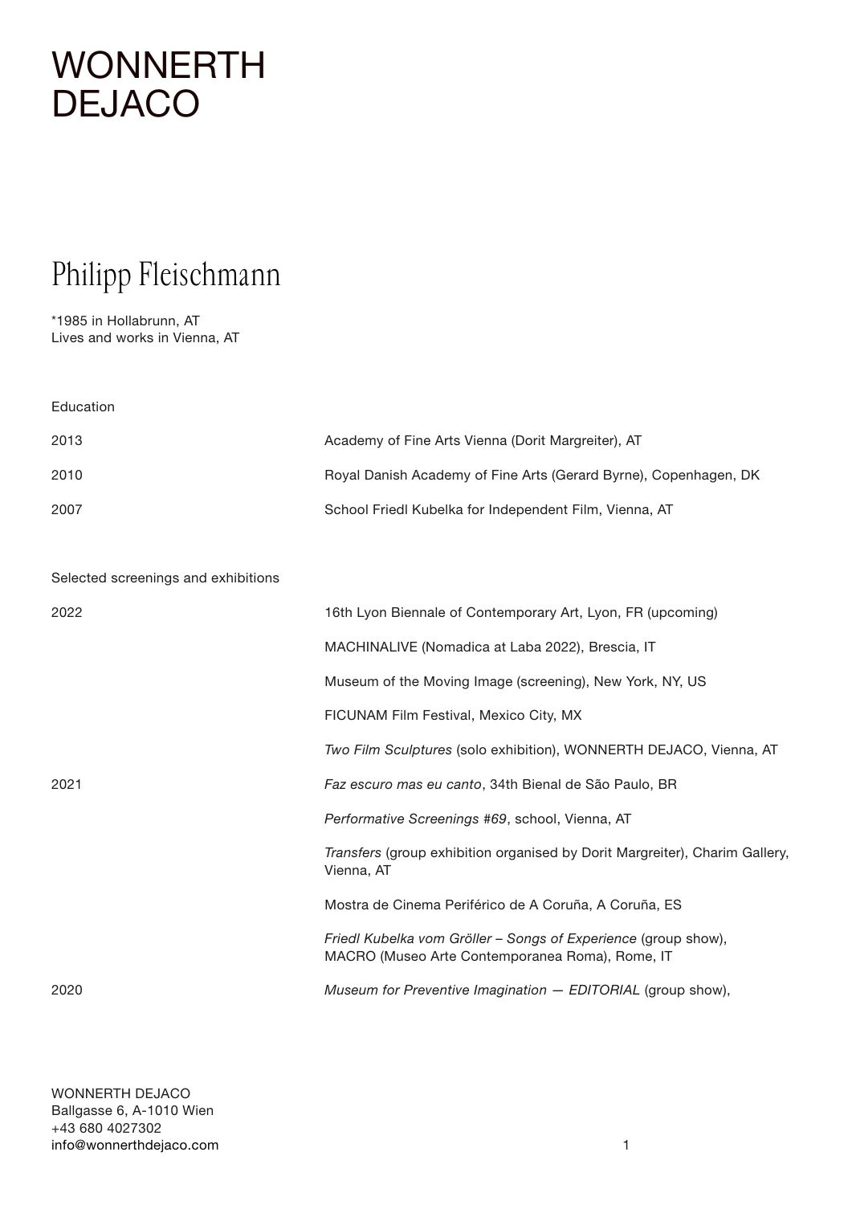# WONNERTH DEJACO

## Philipp Fleischmann

*1985 in Hollabrunn, AT
Lives and works in Vienna, AT

### Education

| | |
|---|---|
| 2013 | Academy of Fine Arts Vienna (Dorit Margreiter), AT |
| 2010 | Royal Danish Academy of Fine Arts (Gerard Byrne), Copenhagen, DK |
| 2007 | School Friedl Kubelka for Independent Film, Vienna, AT |

### Selected screenings and exhibitions

| | |
|---|---|
| 2022 | 16th Lyon Biennale of Contemporary Art, Lyon, FR (upcoming) |
| | MACHINALIVE (Nomadica at Laba 2022), Brescia, IT |
| | Museum of the Moving Image (screening), New York, NY, US |
| | FICUNAM Film Festival, Mexico City, MX |
| | *Two Film Sculptures* (solo exhibition), WONNERTH DEJACO, Vienna, AT |
| 2021 | *Faz escuro mas eu canto*, 34th Bienal de São Paulo, BR |
| | *Performative Screenings #69*, school, Vienna, AT |
| | *Transfers* (group exhibition organised by Dorit Margreiter), Charim Gallery, Vienna, AT |
| | Mostra de Cinema Periférico de A Coruña, A Coruña, ES |
| | *Friedl Kubelka vom Gröller – Songs of Experience* (group show), MACRO (Museo Arte Contemporanea Roma), Rome, IT |
| 2020 | *Museum for Preventive Imagination — EDITORIAL* (group show), |

WONNERTH DEJACO
Ballgasse 6, A-1010 Wien
+43 680 4027302
info@wonnerthdejaco.com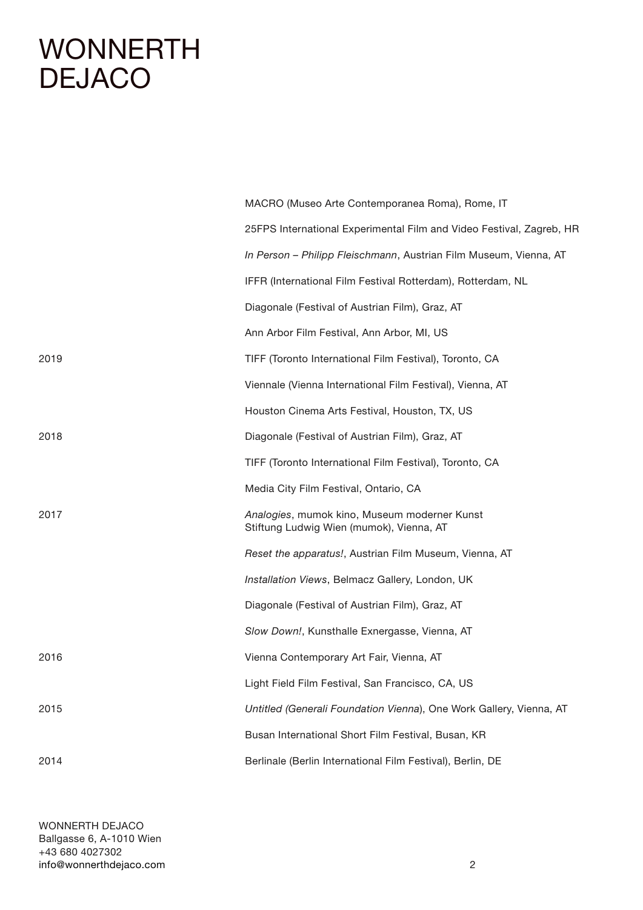| | |
|---|---|
| | MACRO (Museo Arte Contemporanea Roma), Rome, IT |
| | 25FPS International Experimental Film and Video Festival, Zagreb, HR |
| | *In Person – Philipp Fleischmann*, Austrian Film Museum, Vienna, AT |
| | IFFR (International Film Festival Rotterdam), Rotterdam, NL |
| | Diagonale (Festival of Austrian Film), Graz, AT |
| | Ann Arbor Film Festival, Ann Arbor, MI, US |
| 2019 | TIFF (Toronto International Film Festival), Toronto, CA |
| | Viennale (Vienna International Film Festival), Vienna, AT |
| | Houston Cinema Arts Festival, Houston, TX, US |
| 2018 | Diagonale (Festival of Austrian Film), Graz, AT |
| | TIFF (Toronto International Film Festival), Toronto, CA |
| | Media City Film Festival, Ontario, CA |
| 2017 | *Analogies*, mumok kino, Museum moderner Kunst Stiftung Ludwig Wien (mumok), Vienna, AT |
| | *Reset the apparatus!*, Austrian Film Museum, Vienna, AT |
| | *Installation Views*, Belmacz Gallery, London, UK |
| | Diagonale (Festival of Austrian Film), Graz, AT |
| | *Slow Down!*, Kunsthalle Exnergasse, Vienna, AT |
| 2016 | Vienna Contemporary Art Fair, Vienna, AT |
| | Light Field Film Festival, San Francisco, CA, US |
| 2015 | *Untitled (Generali Foundation Vienna*), One Work Gallery, Vienna, AT |
| | Busan International Short Film Festival, Busan, KR |
| 2014 | Berlinale (Berlin International Film Festival), Berlin, DE |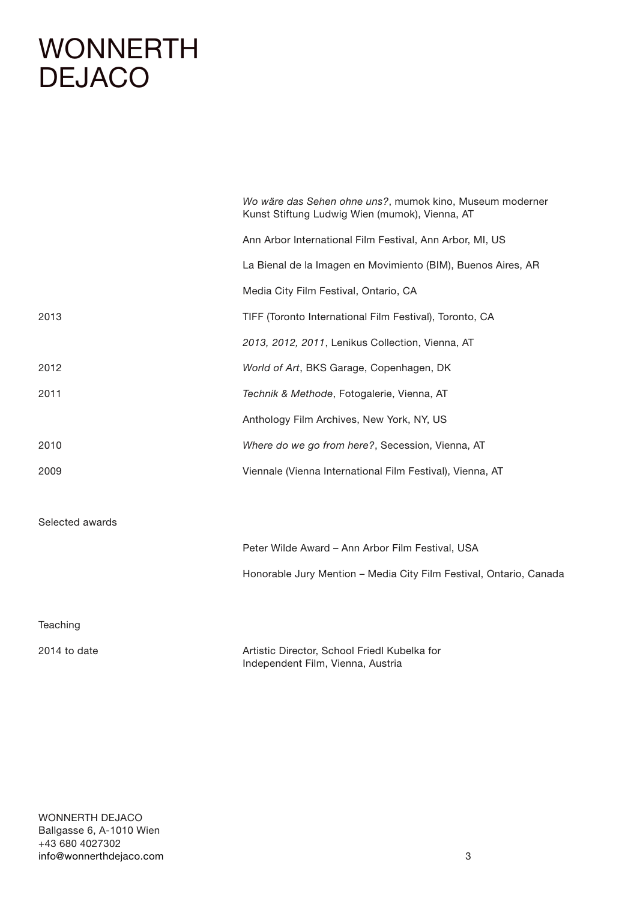# WONNERTH DEJACO

| | |
|---|---|
| | *Wo wäre das Sehen ohne uns?*, mumok kino, Museum moderner Kunst Stiftung Ludwig Wien (mumok), Vienna, AT |
| | Ann Arbor International Film Festival, Ann Arbor, MI, US |
| | La Bienal de la Imagen en Movimiento (BIM), Buenos Aires, AR |
| | Media City Film Festival, Ontario, CA |
| 2013 | TIFF (Toronto International Film Festival), Toronto, CA |
| | *2013, 2012, 2011*, Lenikus Collection, Vienna, AT |
| 2012 | *World of Art*, BKS Garage, Copenhagen, DK |
| 2011 | *Technik & Methode*, Fotogalerie, Vienna, AT |
| | Anthology Film Archives, New York, NY, US |
| 2010 | *Where do we go from here?*, Secession, Vienna, AT |
| 2009 | Viennale (Vienna International Film Festival), Vienna, AT |

Selected awards

| | |
|---|---|
| | Peter Wilde Award – Ann Arbor Film Festival, USA |
| | Honorable Jury Mention – Media City Film Festival, Ontario, Canada |

Teaching

| | |
|---|---|
| 2014 to date | Artistic Director, School Friedl Kubelka for Independent Film, Vienna, Austria |

WONNERTH DEJACO
Ballgasse 6, A-1010 Wien
+43 680 4027302
info@wonnerthdejaco.com